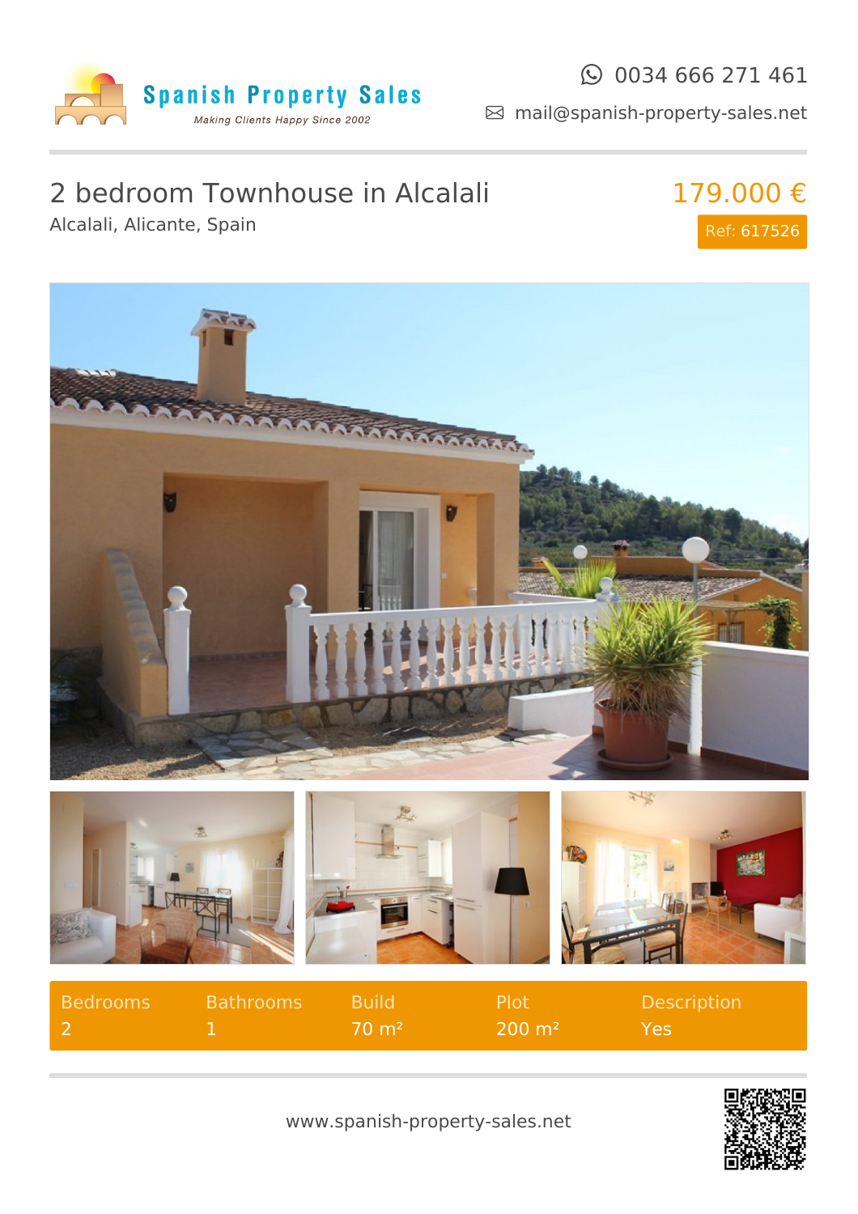Spanish Property Sales
*Making Clients Happy Since 2002*

0034 666 271 461
mail@spanish-property-sales.net

# 2 bedroom Townhouse in Alcalali

Alcalali, Alicante, Spain

**179.000 €**

Ref: 617526

| Bedrooms | Bathrooms | Build | Plot | Description |
| --- | --- | --- | --- | --- |
| 2 | 1 | 70 m² | 200 m² | Yes |

www.spanish-property-sales.net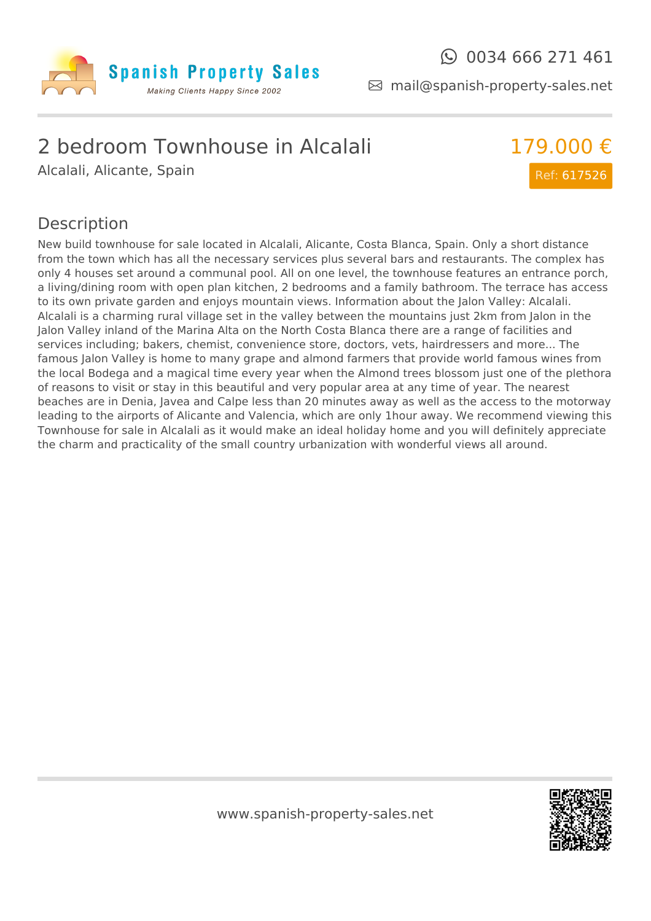0034 666 271 461

mail@spanish-property-sales.net

# 2 bedroom Townhouse in Alcalali

Alcalali, Alicante, Spain

179.000 €

Ref: 617526

## Description

New build townhouse for sale located in Alcalali, Alicante, Costa Blanca, Spain. Only a short distance from the town which has all the necessary services plus several bars and restaurants. The complex has only 4 houses set around a communal pool. All on one level, the townhouse features an entrance porch, a living/dining room with open plan kitchen, 2 bedrooms and a family bathroom. The terrace has access to its own private garden and enjoys mountain views. Information about the Jalon Valley: Alcalali. Alcalali is a charming rural village set in the valley between the mountains just 2km from Jalon in the Jalon Valley inland of the Marina Alta on the North Costa Blanca there are a range of facilities and services including; bakers, chemist, convenience store, doctors, vets, hairdressers and more... The famous Jalon Valley is home to many grape and almond farmers that provide world famous wines from the local Bodega and a magical time every year when the Almond trees blossom just one of the plethora of reasons to visit or stay in this beautiful and very popular area at any time of year. The nearest beaches are in Denia, Javea and Calpe less than 20 minutes away as well as the access to the motorway leading to the airports of Alicante and Valencia, which are only 1hour away. We recommend viewing this Townhouse for sale in Alcalali as it would make an ideal holiday home and you will definitely appreciate the charm and practicality of the small country urbanization with wonderful views all around.

www.spanish-property-sales.net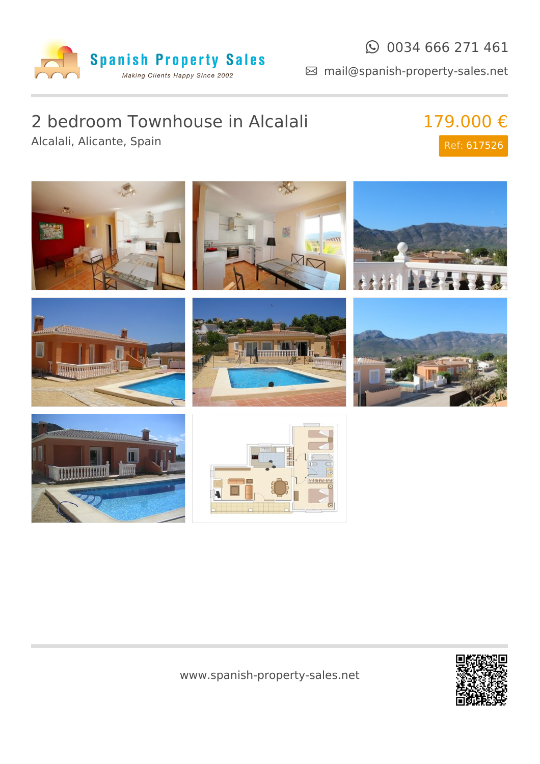Spanish Property Sales

*Making Clients Happy Since 2002*

0034 666 271 461

mail@spanish-property-sales.net

# 2 bedroom Townhouse in Alcalali

Alcalali, Alicante, Spain

179.000 €

Ref: 617526

www.spanish-property-sales.net